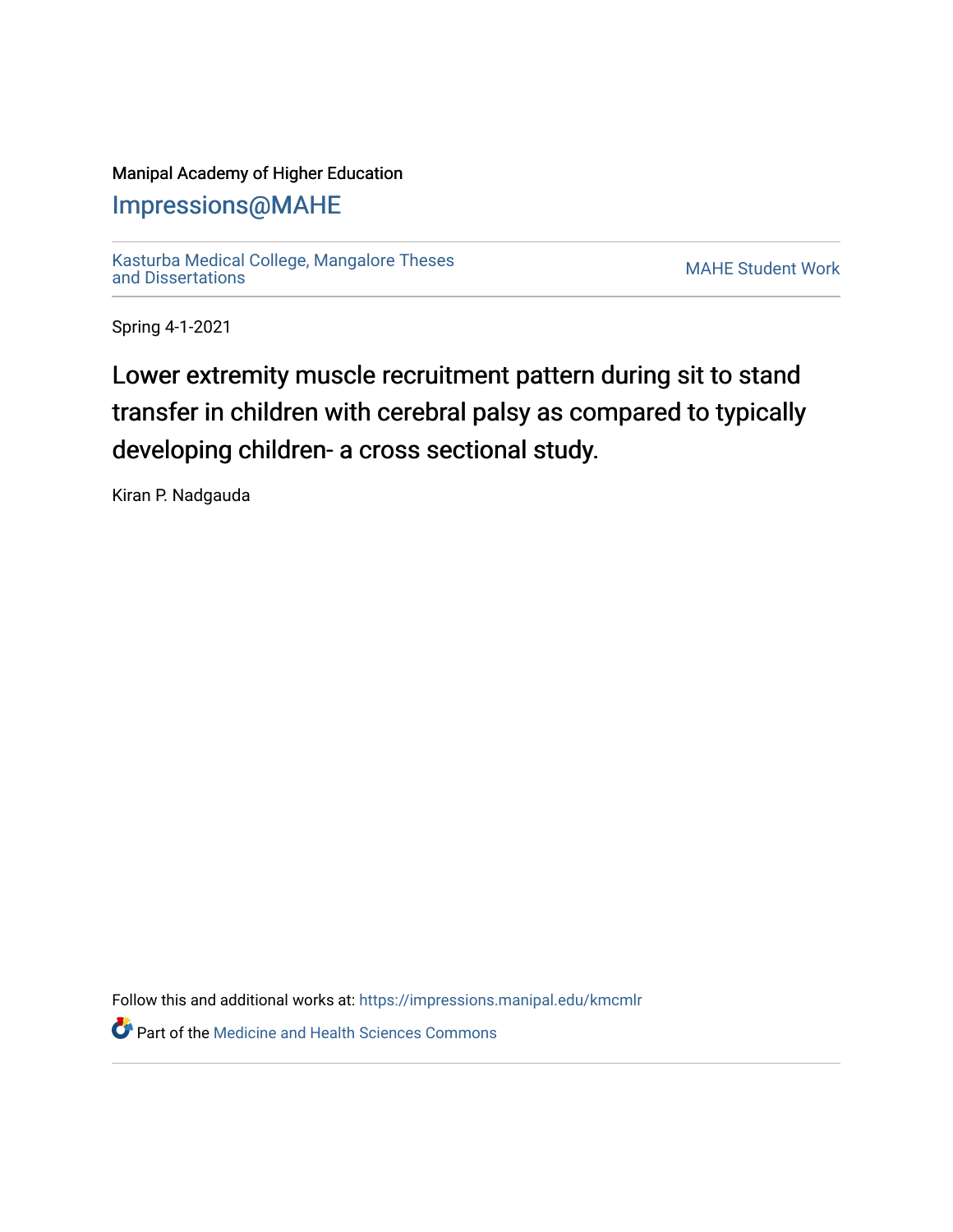Manipal Academy of Higher Education

[Impressions@MAHE](https://impressions.manipal.edu)

Kasturba Medical College, Mangalore Theses and Dissertations

MAHE Student Work

Spring 4-1-2021

# Lower extremity muscle recruitment pattern during sit to stand transfer in children with cerebral palsy as compared to typically developing children- a cross sectional study.

Kiran P. Nadgauda

Follow this and additional works at: https://impressions.manipal.edu/kmcmlr

Part of the Medicine and Health Sciences Commons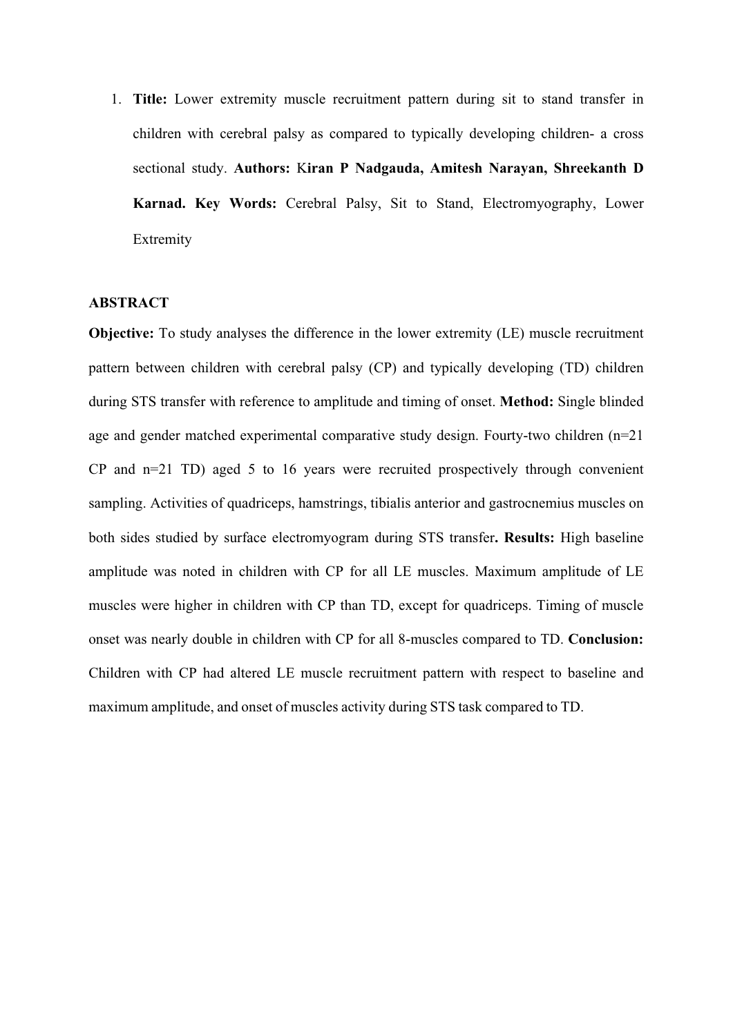1. **Title:** Lower extremity muscle recruitment pattern during sit to stand transfer in children with cerebral palsy as compared to typically developing children- a cross sectional study. **Authors:** K**iran P Nadgauda, Amitesh Narayan, Shreekanth D Karnad. Key Words:** Cerebral Palsy, Sit to Stand, Electromyography, Lower Extremity

**ABSTRACT**

**Objective:** To study analyses the difference in the lower extremity (LE) muscle recruitment pattern between children with cerebral palsy (CP) and typically developing (TD) children during STS transfer with reference to amplitude and timing of onset. **Method:** Single blinded age and gender matched experimental comparative study design. Fourty-two children (n=21 CP and n=21 TD) aged 5 to 16 years were recruited prospectively through convenient sampling. Activities of quadriceps, hamstrings, tibialis anterior and gastrocnemius muscles on both sides studied by surface electromyogram during STS transfer**. Results:** High baseline amplitude was noted in children with CP for all LE muscles. Maximum amplitude of LE muscles were higher in children with CP than TD, except for quadriceps. Timing of muscle onset was nearly double in children with CP for all 8-muscles compared to TD. **Conclusion:** Children with CP had altered LE muscle recruitment pattern with respect to baseline and maximum amplitude, and onset of muscles activity during STS task compared to TD.